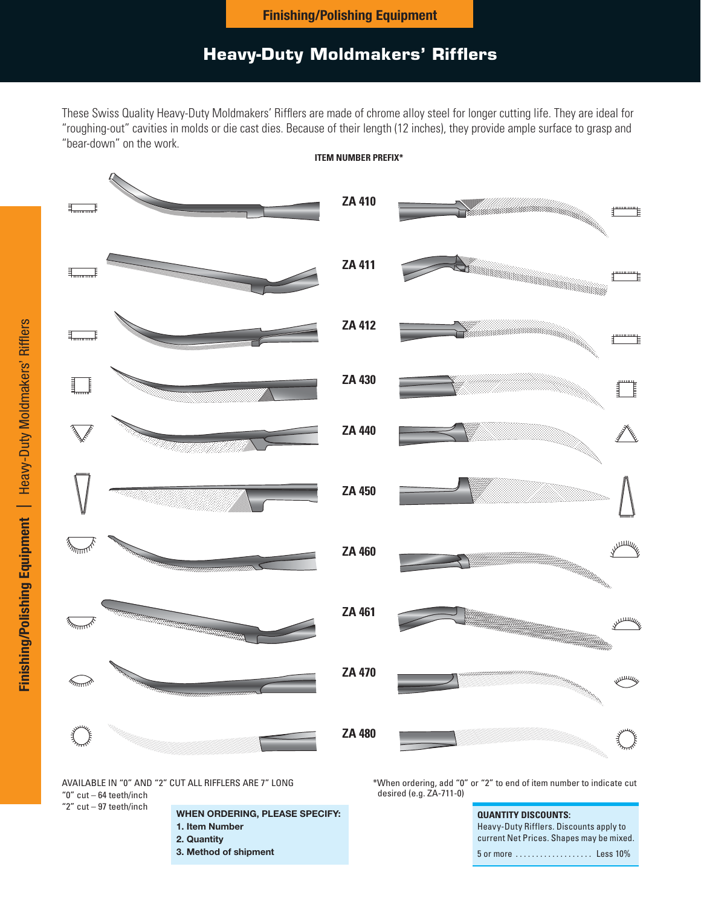Finishing/Polishing Equipment

# Heavy-Duty Moldmakers' Rifflers

These Swiss Quality Heavy-Duty Moldmakers' Rifflers are made of chrome alloy steel for longer cutting life. They are ideal for "roughing-out" cavities in molds or die cast dies. Because of their length (12 inches), they provide ample surface to grasp and "bear-down" on the work.

**ITEM NUMBER PREFIX***

**ZA 410**

**ZA 411**

**ZA 412**

**ZA 430**

**ZA 440**

**ZA 450**

**ZA 460**

**ZA 461**

**ZA 470**

**ZA 480**

AVAILABLE IN "0" AND "2" CUT ALL RIFFLERS ARE 7" LONG
"0" cut – 64 teeth/inch
"2" cut – 97 teeth/inch

*When ordering, add "0" or "2" to end of item number to indicate cut desired (e.g. ZA-711-0)

**WHEN ORDERING, PLEASE SPECIFY:**
1. **Item Number**
2. **Quantity**
3. **Method of shipment**

**QUANTITY DISCOUNTS:**
Heavy-Duty Rifflers. Discounts apply to current Net Prices. Shapes may be mixed.

5 or more ................... Less 10%

Finishing/Polishing Equipment | Heavy-Duty Moldmakers' Rifflers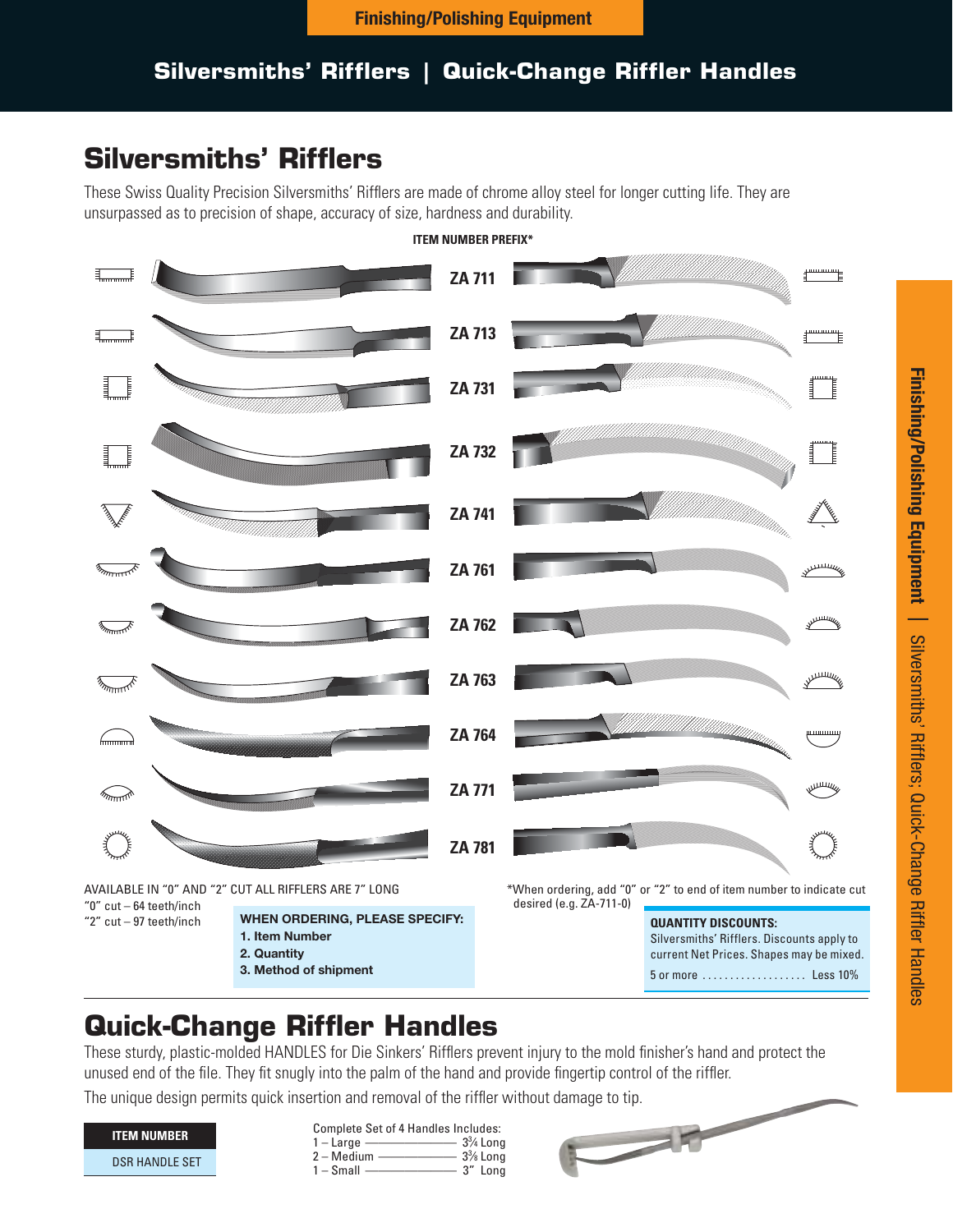# Silversmiths' Rifflers | Quick-Change Riffler Handles

## Silversmiths' Rifflers

These Swiss Quality Precision Silversmiths' Rifflers are made of chrome alloy steel for longer cutting life. They are unsurpassed as to precision of shape, accuracy of size, hardness and durability.

**ITEM NUMBER PREFIX***

- ZA 711
- ZA 713
- ZA 731
- ZA 732
- ZA 741
- ZA 761
- ZA 762
- ZA 763
- ZA 764
- ZA 771
- ZA 781

AVAILABLE IN "0" AND "2" CUT ALL RIFFLERS ARE 7" LONG
"0" cut – 64 teeth/inch
"2" cut – 97 teeth/inch

*When ordering, add "0" or "2" to end of item number to indicate cut desired (e.g. ZA-711-0)

**WHEN ORDERING, PLEASE SPECIFY:**
1. **Item Number**
2. **Quantity**
3. **Method of shipment**

**QUANTITY DISCOUNTS:**
Silversmiths' Rifflers. Discounts apply to current Net Prices. Shapes may be mixed.
5 or more .................. Less 10%

## Quick-Change Riffler Handles

These sturdy, plastic-molded HANDLES for Die Sinkers' Rifflers prevent injury to the mold finisher's hand and protect the unused end of the file. They fit snugly into the palm of the hand and provide fingertip control of the riffler.

The unique design permits quick insertion and removal of the riffler without damage to tip.

| ITEM NUMBER |
|---|
| DSR HANDLE SET |

Complete Set of 4 Handles Includes:
1 – Large ———— $3\frac{3}{4}$ Long
2 – Medium ———— $3\frac{3}{8}$ Long
1 – Small ———— 3" Long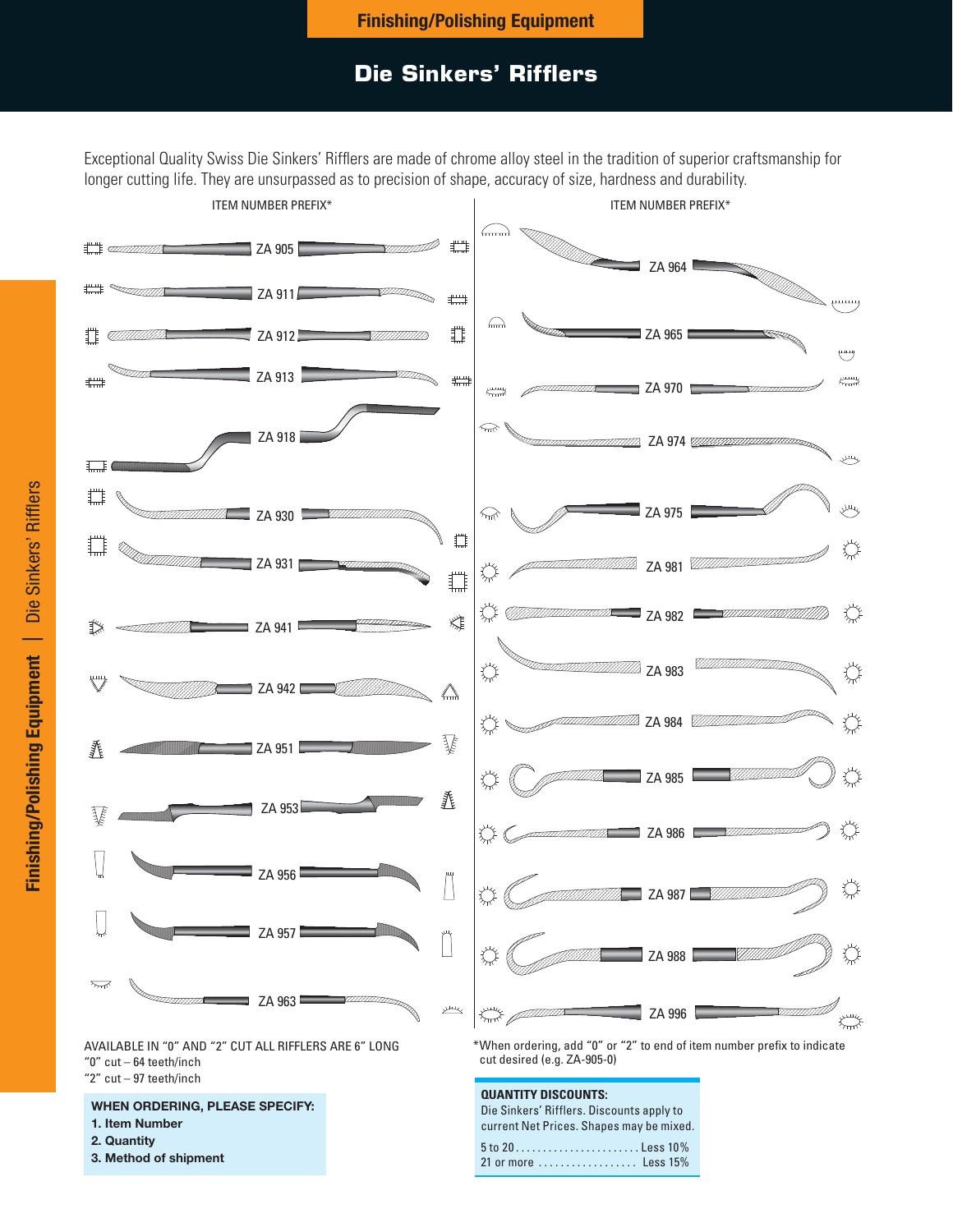Finishing/Polishing Equipment

# Die Sinkers' Rifflers

Exceptional Quality Swiss Die Sinkers' Rifflers are made of chrome alloy steel in the tradition of superior craftsmanship for longer cutting life. They are unsurpassed as to precision of shape, accuracy of size, hardness and durability.

ITEM NUMBER PREFIX*

ZA 905
ZA 911
ZA 912
ZA 913
ZA 918
ZA 930
ZA 931
ZA 941
ZA 942
ZA 951
ZA 953
ZA 956
ZA 957
ZA 963

ITEM NUMBER PREFIX*

ZA 964
ZA 965
ZA 970
ZA 974
ZA 975
ZA 981
ZA 982
ZA 983
ZA 984
ZA 985
ZA 986
ZA 987
ZA 988
ZA 996

AVAILABLE IN "0" AND "2" CUT ALL RIFFLERS ARE 6" LONG
"0" cut – 64 teeth/inch
"2" cut – 97 teeth/inch

*When ordering, add "0" or "2" to end of item number prefix to indicate cut desired (e.g. ZA-905-0)

**WHEN ORDERING, PLEASE SPECIFY:**
1. **Item Number**
2. **Quantity**
3. **Method of shipment**

**QUANTITY DISCOUNTS:**
Die Sinkers' Rifflers. Discounts apply to current Net Prices. Shapes may be mixed.

5 to 20 ........................ Less 10%
21 or more .................. Less 15%